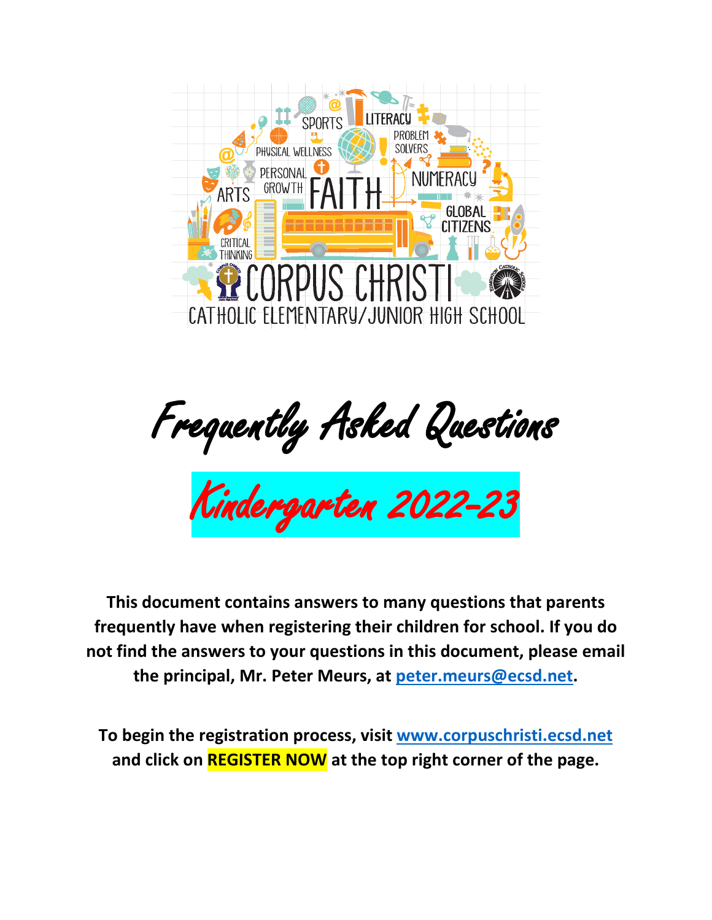# Frequently Asked Questions

## Kindergarten 2022-23

**This document contains answers to many questions that parents frequently have when registering their children for school. If you do not find the answers to your questions in this document, please email the principal, Mr. Peter Meurs, at peter.meurs@ecsd.net.**

**To begin the registration process, visit www.corpuschristi.ecsd.net and click on REGISTER NOW at the top right corner of the page.**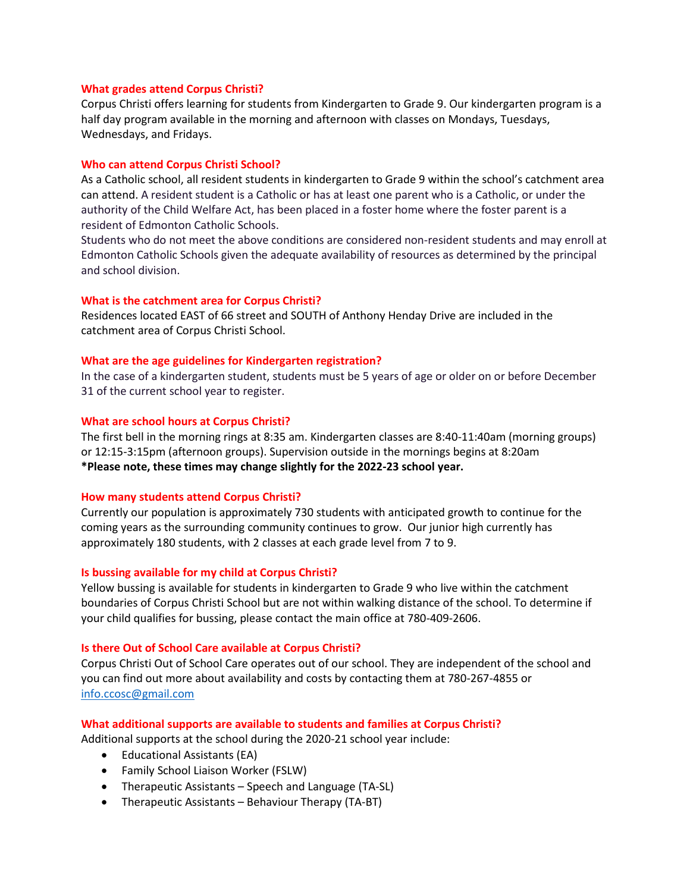### What grades attend Corpus Christi?

Corpus Christi offers learning for students from Kindergarten to Grade 9. Our kindergarten program is a half day program available in the morning and afternoon with classes on Mondays, Tuesdays, Wednesdays, and Fridays.

### Who can attend Corpus Christi School?

As a Catholic school, all resident students in kindergarten to Grade 9 within the school's catchment area can attend. A resident student is a Catholic or has at least one parent who is a Catholic, or under the authority of the Child Welfare Act, has been placed in a foster home where the foster parent is a resident of Edmonton Catholic Schools.

Students who do not meet the above conditions are considered non-resident students and may enroll at Edmonton Catholic Schools given the adequate availability of resources as determined by the principal and school division.

### What is the catchment area for Corpus Christi?

Residences located EAST of 66 street and SOUTH of Anthony Henday Drive are included in the catchment area of Corpus Christi School.

### What are the age guidelines for Kindergarten registration?

In the case of a kindergarten student, students must be 5 years of age or older on or before December 31 of the current school year to register.

### What are school hours at Corpus Christi?

The first bell in the morning rings at 8:35 am. Kindergarten classes are 8:40-11:40am (morning groups) or 12:15-3:15pm (afternoon groups). Supervision outside in the mornings begins at 8:20am

**\*Please note, these times may change slightly for the 2022-23 school year.**

### How many students attend Corpus Christi?

Currently our population is approximately 730 students with anticipated growth to continue for the coming years as the surrounding community continues to grow. Our junior high currently has approximately 180 students, with 2 classes at each grade level from 7 to 9.

### Is bussing available for my child at Corpus Christi?

Yellow bussing is available for students in kindergarten to Grade 9 who live within the catchment boundaries of Corpus Christi School but are not within walking distance of the school. To determine if your child qualifies for bussing, please contact the main office at 780-409-2606.

### Is there Out of School Care available at Corpus Christi?

Corpus Christi Out of School Care operates out of our school. They are independent of the school and you can find out more about availability and costs by contacting them at 780-267-4855 or [info.ccosc@gmail.com](mailto:info.ccosc@gmail.com)

### What additional supports are available to students and families at Corpus Christi?

Additional supports at the school during the 2020-21 school year include:

- Educational Assistants (EA)
- Family School Liaison Worker (FSLW)
- Therapeutic Assistants – Speech and Language (TA-SL)
- Therapeutic Assistants – Behaviour Therapy (TA-BT)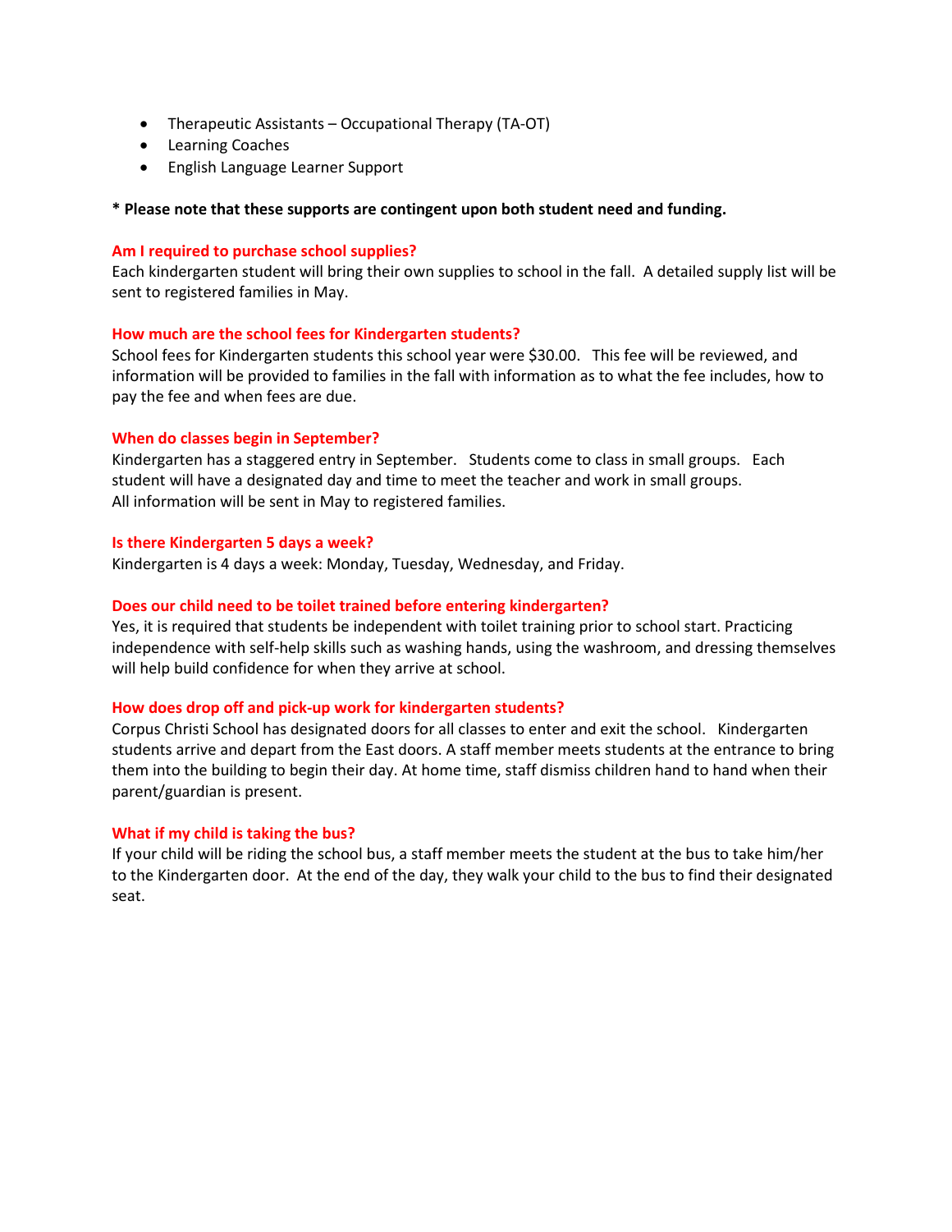- Therapeutic Assistants – Occupational Therapy (TA-OT)
- Learning Coaches
- English Language Learner Support

**\* Please note that these supports are contingent upon both student need and funding.**

### Am I required to purchase school supplies?

Each kindergarten student will bring their own supplies to school in the fall. A detailed supply list will be sent to registered families in May.

### How much are the school fees for Kindergarten students?

School fees for Kindergarten students this school year were $30.00. This fee will be reviewed, and information will be provided to families in the fall with information as to what the fee includes, how to pay the fee and when fees are due.

### When do classes begin in September?

Kindergarten has a staggered entry in September. Students come to class in small groups. Each student will have a designated day and time to meet the teacher and work in small groups.
All information will be sent in May to registered families.

### Is there Kindergarten 5 days a week?

Kindergarten is 4 days a week: Monday, Tuesday, Wednesday, and Friday.

### Does our child need to be toilet trained before entering kindergarten?

Yes, it is required that students be independent with toilet training prior to school start. Practicing independence with self-help skills such as washing hands, using the washroom, and dressing themselves will help build confidence for when they arrive at school.

### How does drop off and pick-up work for kindergarten students?

Corpus Christi School has designated doors for all classes to enter and exit the school. Kindergarten students arrive and depart from the East doors. A staff member meets students at the entrance to bring them into the building to begin their day. At home time, staff dismiss children hand to hand when their parent/guardian is present.

### What if my child is taking the bus?

If your child will be riding the school bus, a staff member meets the student at the bus to take him/her to the Kindergarten door. At the end of the day, they walk your child to the bus to find their designated seat.